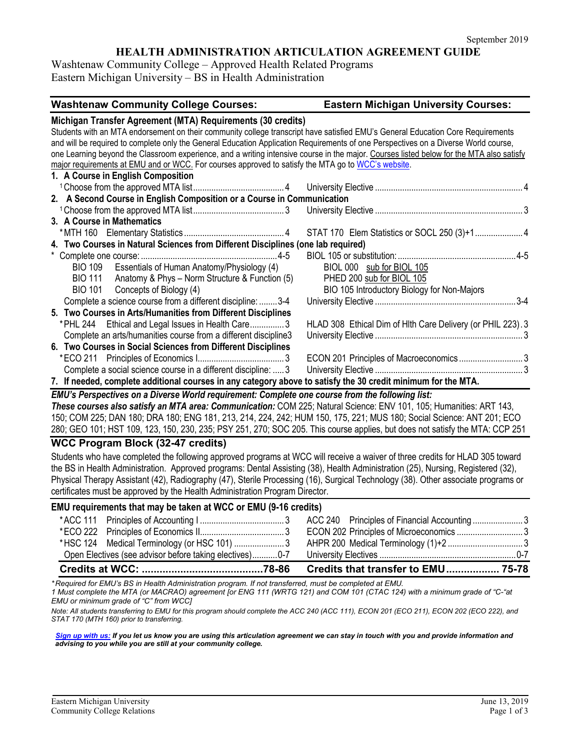September 2019

# HEALTH ADMINISTRATION ARTICULATION AGREEMENT GUIDE

Washtenaw Community College – Approved Health Related Programs
Eastern Michigan University – BS in Health Administration

| Washtenaw Community College Courses: | Eastern Michigan University Courses: |
|---|---|
| **Michigan Transfer Agreement (MTA) Requirements (30 credits)** | |
| Students with an MTA endorsement on their community college transcript have satisfied EMU's General Education Core Requirements and will be required to complete only the General Education Application Requirements of one Perspectives on a Diverse World course, one Learning beyond the Classroom experience, and a writing intensive course in the major. Courses listed below for the MTA also satisfy major requirements at EMU and or WCC. For courses approved to satisfy the MTA go to WCC's website. | |
| **1. A Course in English Composition** | |
| [1]Choose from the approved MTA list ... 4 | University Elective ... 4 |
| **2. A Second Course in English Composition or a Course in Communication** | |
| [1]Choose from the approved MTA list ... 3 | University Elective ... 3 |
| **3. A Course in Mathematics** | |
| *MTH 160 Elementary Statistics ... 4 | STAT 170 Elem Statistics or SOCL 250 (3)+1 ... 4 |
| **4. Two Courses in Natural Sciences from Different Disciplines (one lab required)** | |
| * Complete one course: ... 4-5 | BIOL 105 or substitution: ... 4-5 |
| BIO 109 Essentials of Human Anatomy/Physiology (4) | BIOL 000 sub for BIOL 105 |
| BIO 111 Anatomy & Phys – Norm Structure & Function (5) | PHED 200 sub for BIOL 105 |
| BIO 101 Concepts of Biology (4) | BIO 105 Introductory Biology for Non-Majors |
| Complete a science course from a different discipline: ... 3-4 | University Elective ... 3-4 |
| **5. Two Courses in Arts/Humanities from Different Disciplines** | |
| *PHL 244 Ethical and Legal Issues in Health Care ... 3 | HLAD 308 Ethical Dim of Hlth Care Delivery (or PHIL 223) . 3 |
| Complete an arts/humanities course from a different discipline 3 | University Elective ... 3 |
| **6. Two Courses in Social Sciences from Different Disciplines** | |
| *ECO 211 Principles of Economics I ... 3 | ECON 201 Principles of Macroeconomics ... 3 |
| Complete a social science course in a different discipline: ... 3 | University Elective ... 3 |
| **7. If needed, complete additional courses in any category above to satisfy the 30 credit minimum for the MTA.** | |

***EMU's Perspectives on a Diverse World requirement: Complete one course from the following list:***
***These courses also satisfy an MTA area: Communication:*** COM 225; Natural Science: ENV 101, 105; Humanities: ART 143, 150; COM 225; DAN 180; DRA 180; ENG 181, 213, 214, 224, 242; HUM 150, 175, 221; MUS 180; Social Science: ANT 201; ECO 280; GEO 101; HST 109, 123, 150, 230, 235; PSY 251, 270; SOC 205. This course applies, but does not satisfy the MTA: CCP 251

## WCC Program Block (32-47 credits)

Students who have completed the following approved programs at WCC will receive a waiver of three credits for HLAD 305 toward the BS in Health Administration. Approved programs: Dental Assisting (38), Health Administration (25), Nursing, Registered (32), Physical Therapy Assistant (42), Radiography (47), Sterile Processing (16), Surgical Technology (38). Other associate programs or certificates must be approved by the Health Administration Program Director.

| **EMU requirements that may be taken at WCC or EMU (9-16 credits)** | |
|---|---|
| *ACC 111 Principles of Accounting I ... 3 | ACC 240 Principles of Financial Accounting ... 3 |
| *ECO 222 Principles of Economics II ... 3 | ECON 202 Principles of Microeconomics ... 3 |
| *HSC 124 Medical Terminology (or HSC 101) ... 3 | AHPR 200 Medical Terminology (1)+2 ... 3 |
| Open Electives (see advisor before taking electives) ... 0-7 | University Electives ... 0-7 |
| **Credits at WCC: ... 78-86** | **Credits that transfer to EMU ... 75-78** |

*\*Required for EMU's BS in Health Administration program. If not transferred, must be completed at EMU.*
*1 Must complete the MTA (or MACRAO) agreement [or ENG 111 (WRTG 121) and COM 101 (CTAC 124) with a minimum grade of "C-"at EMU or minimum grade of "C" from WCC]*

*Note: All students transferring to EMU for this program should complete the ACC 240 (ACC 111), ECON 201 (ECO 211), ECON 202 (ECO 222), and STAT 170 (MTH 160) prior to transferring.*

***Sign up with us:** If you let us know you are using this articulation agreement we can stay in touch with you and provide information and advising to you while you are still at your community college.*

Eastern Michigan University
Community College Relations

June 13, 2019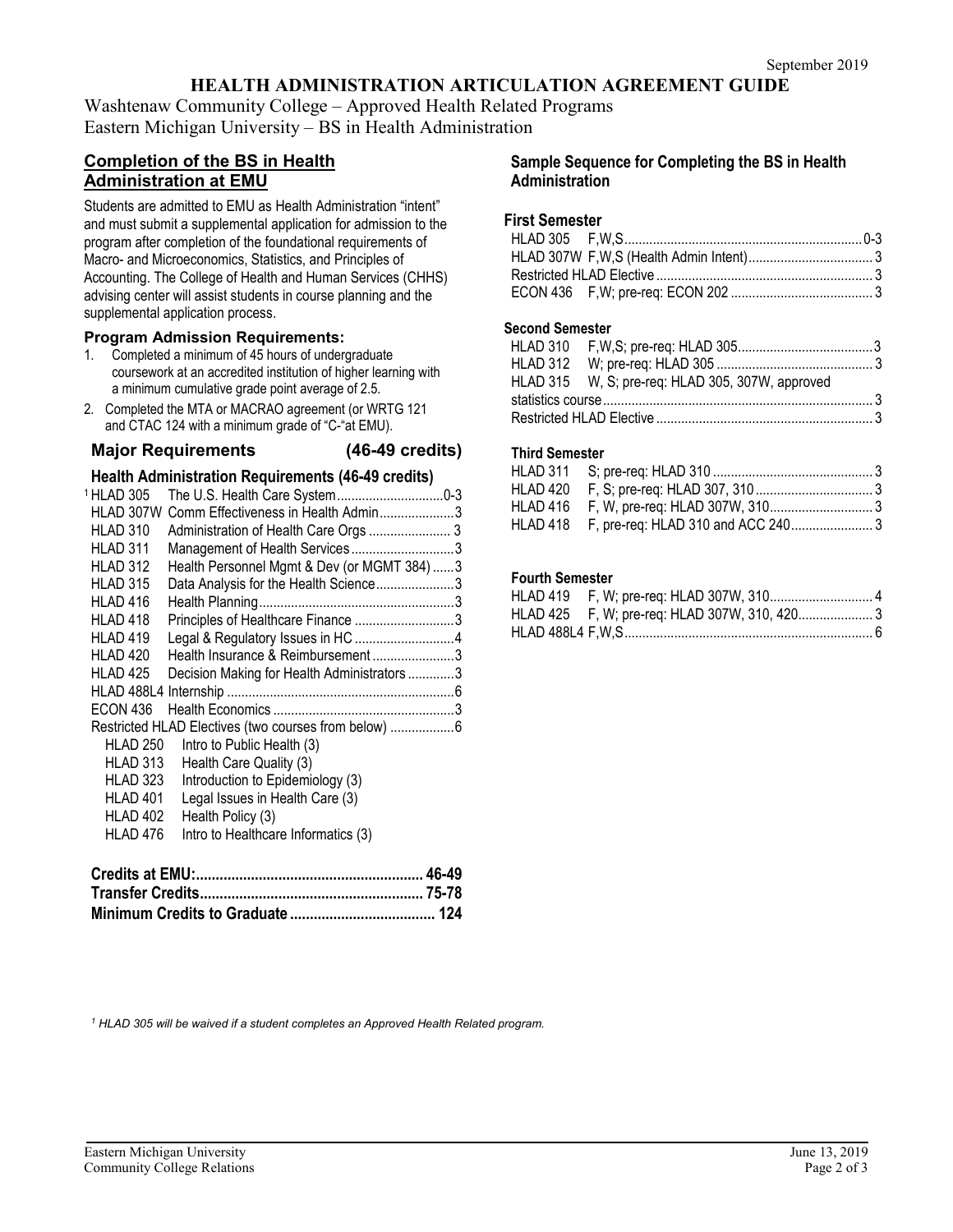September 2019

# HEALTH ADMINISTRATION ARTICULATION AGREEMENT GUIDE

Washtenaw Community College – Approved Health Related Programs
Eastern Michigan University – BS in Health Administration

## Completion of the BS in Health Administration at EMU

Students are admitted to EMU as Health Administration "intent" and must submit a supplemental application for admission to the program after completion of the foundational requirements of Macro- and Microeconomics, Statistics, and Principles of Accounting. The College of Health and Human Services (CHHS) advising center will assist students in course planning and the supplemental application process.

### Program Admission Requirements:

1. Completed a minimum of 45 hours of undergraduate coursework at an accredited institution of higher learning with a minimum cumulative grade point average of 2.5.
2. Completed the MTA or MACRAO agreement (or WRTG 121 and CTAC 124 with a minimum grade of "C-"at EMU).

### Major Requirements (46-49 credits)

#### Health Administration Requirements (46-49 credits)

| Course | Title | Credits |
|---|---|---|
| [1] HLAD 305 | The U.S. Health Care System | 0-3 |
| HLAD 307W | Comm Effectiveness in Health Admin | 3 |
| HLAD 310 | Administration of Health Care Orgs | 3 |
| HLAD 311 | Management of Health Services | 3 |
| HLAD 312 | Health Personnel Mgmt & Dev (or MGMT 384) | 3 |
| HLAD 315 | Data Analysis for the Health Science | 3 |
| HLAD 416 | Health Planning | 3 |
| HLAD 418 | Principles of Healthcare Finance | 3 |
| HLAD 419 | Legal & Regulatory Issues in HC | 4 |
| HLAD 420 | Health Insurance & Reimbursement | 3 |
| HLAD 425 | Decision Making for Health Administrators | 3 |
| HLAD 488L4 | Internship | 6 |
| ECON 436 | Health Economics | 3 |
| Restricted HLAD Electives (two courses from below) | | 6 |

- HLAD 250 Intro to Public Health (3)
- HLAD 313 Health Care Quality (3)
- HLAD 323 Introduction to Epidemiology (3)
- HLAD 401 Legal Issues in Health Care (3)
- HLAD 402 Health Policy (3)
- HLAD 476 Intro to Healthcare Informatics (3)

| | |
|---|---|
| **Credits at EMU:** | **46-49** |
| **Transfer Credits** | **75-78** |
| **Minimum Credits to Graduate** | **124** |

## Sample Sequence for Completing the BS in Health Administration

### First Semester

| Course | Notes | Credits |
|---|---|---|
| HLAD 305 | F,W,S | 0-3 |
| HLAD 307W | F,W,S (Health Admin Intent) | 3 |
| Restricted HLAD Elective | | 3 |
| ECON 436 | F,W; pre-req: ECON 202 | 3 |

### Second Semester

| Course | Notes | Credits |
|---|---|---|
| HLAD 310 | F,W,S; pre-req: HLAD 305 | 3 |
| HLAD 312 | W; pre-req: HLAD 305 | 3 |
| HLAD 315 | W, S; pre-req: HLAD 305, 307W, approved statistics course | 3 |
| Restricted HLAD Elective | | 3 |

### Third Semester

| Course | Notes | Credits |
|---|---|---|
| HLAD 311 | S; pre-req: HLAD 310 | 3 |
| HLAD 420 | F, S; pre-req: HLAD 307, 310 | 3 |
| HLAD 416 | F, W, pre-req: HLAD 307W, 310 | 3 |
| HLAD 418 | F, pre-req: HLAD 310 and ACC 240 | 3 |

### Fourth Semester

| Course | Notes | Credits |
|---|---|---|
| HLAD 419 | F, W; pre-req: HLAD 307W, 310 | 4 |
| HLAD 425 | F, W; pre-req: HLAD 307W, 310, 420 | 3 |
| HLAD 488L4 | F,W,S | 6 |

*[1] HLAD 305 will be waived if a student completes an Approved Health Related program.*

Eastern Michigan University
Community College Relations

June 13, 2019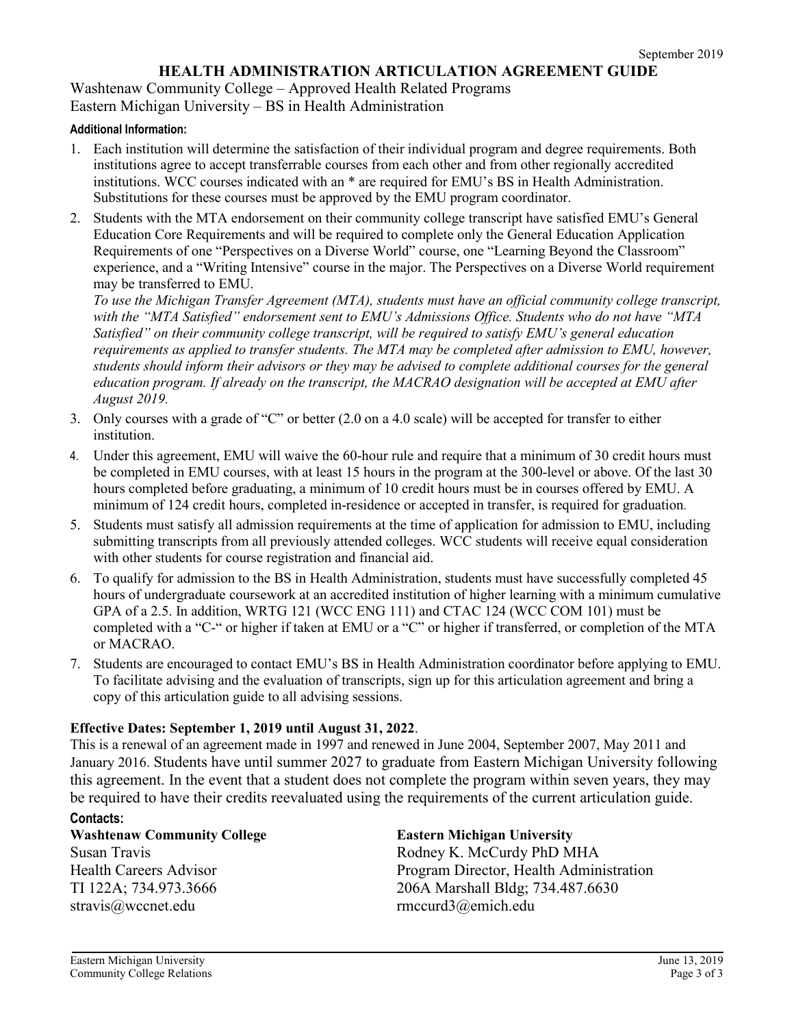September 2019

# HEALTH ADMINISTRATION ARTICULATION AGREEMENT GUIDE

Washtenaw Community College – Approved Health Related Programs
Eastern Michigan University – BS in Health Administration

**Additional Information:**

1. Each institution will determine the satisfaction of their individual program and degree requirements. Both institutions agree to accept transferrable courses from each other and from other regionally accredited institutions. WCC courses indicated with an * are required for EMU's BS in Health Administration. Substitutions for these courses must be approved by the EMU program coordinator.
2. Students with the MTA endorsement on their community college transcript have satisfied EMU's General Education Core Requirements and will be required to complete only the General Education Application Requirements of one "Perspectives on a Diverse World" course, one "Learning Beyond the Classroom" experience, and a "Writing Intensive" course in the major. The Perspectives on a Diverse World requirement may be transferred to EMU.
   *To use the Michigan Transfer Agreement (MTA), students must have an official community college transcript, with the "MTA Satisfied" endorsement sent to EMU's Admissions Office. Students who do not have "MTA Satisfied" on their community college transcript, will be required to satisfy EMU's general education requirements as applied to transfer students. The MTA may be completed after admission to EMU, however, students should inform their advisors or they may be advised to complete additional courses for the general education program. If already on the transcript, the MACRAO designation will be accepted at EMU after August 2019.*
3. Only courses with a grade of "C" or better (2.0 on a 4.0 scale) will be accepted for transfer to either institution.
4. Under this agreement, EMU will waive the 60-hour rule and require that a minimum of 30 credit hours must be completed in EMU courses, with at least 15 hours in the program at the 300-level or above. Of the last 30 hours completed before graduating, a minimum of 10 credit hours must be in courses offered by EMU. A minimum of 124 credit hours, completed in-residence or accepted in transfer, is required for graduation.
5. Students must satisfy all admission requirements at the time of application for admission to EMU, including submitting transcripts from all previously attended colleges. WCC students will receive equal consideration with other students for course registration and financial aid.
6. To qualify for admission to the BS in Health Administration, students must have successfully completed 45 hours of undergraduate coursework at an accredited institution of higher learning with a minimum cumulative GPA of a 2.5. In addition, WRTG 121 (WCC ENG 111) and CTAC 124 (WCC COM 101) must be completed with a "C-" or higher if taken at EMU or a "C" or higher if transferred, or completion of the MTA or MACRAO.
7. Students are encouraged to contact EMU's BS in Health Administration coordinator before applying to EMU. To facilitate advising and the evaluation of transcripts, sign up for this articulation agreement and bring a copy of this articulation guide to all advising sessions.

**Effective Dates: September 1, 2019 until August 31, 2022**.

This is a renewal of an agreement made in 1997 and renewed in June 2004, September 2007, May 2011 and January 2016. Students have until summer 2027 to graduate from Eastern Michigan University following this agreement. In the event that a student does not complete the program within seven years, they may be required to have their credits reevaluated using the requirements of the current articulation guide.

**Contacts:**

**Washtenaw Community College**
Susan Travis
Health Careers Advisor
TI 122A; 734.973.3666
stravis@wccnet.edu

**Eastern Michigan University**
Rodney K. McCurdy PhD MHA
Program Director, Health Administration
206A Marshall Bldg; 734.487.6630
rmccurd3@emich.edu